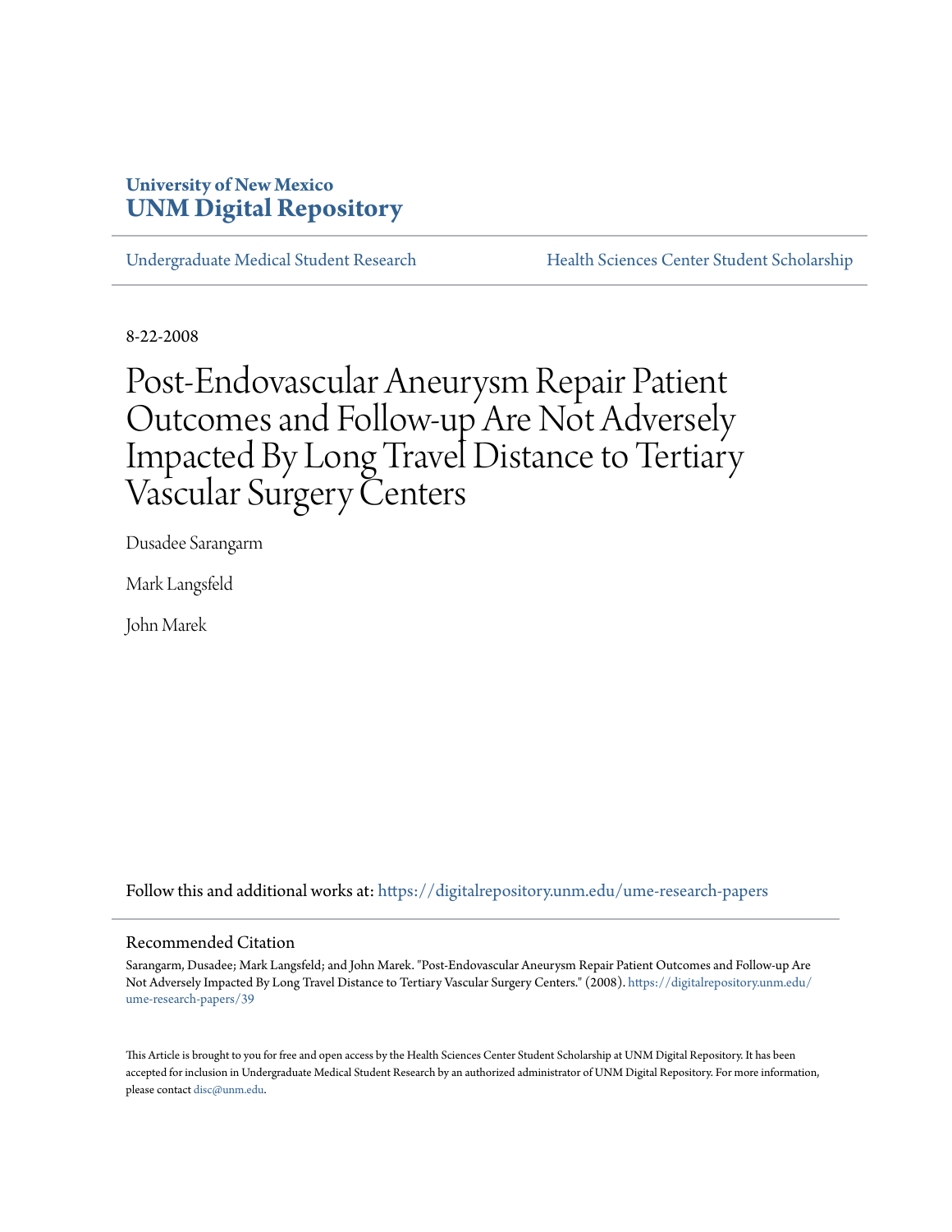University of New Mexico
**UNM Digital Repository**

Undergraduate Medical Student Research | Health Sciences Center Student Scholarship

8-22-2008

# Post-Endovascular Aneurysm Repair Patient Outcomes and Follow-up Are Not Adversely Impacted By Long Travel Distance to Tertiary Vascular Surgery Centers

Dusadee Sarangarm

Mark Langsfeld

John Marek

Follow this and additional works at: https://digitalrepository.unm.edu/ume-research-papers

## Recommended Citation

Sarangarm, Dusadee; Mark Langsfeld; and John Marek. "Post-Endovascular Aneurysm Repair Patient Outcomes and Follow-up Are Not Adversely Impacted By Long Travel Distance to Tertiary Vascular Surgery Centers." (2008). https://digitalrepository.unm.edu/ume-research-papers/39

This Article is brought to you for free and open access by the Health Sciences Center Student Scholarship at UNM Digital Repository. It has been accepted for inclusion in Undergraduate Medical Student Research by an authorized administrator of UNM Digital Repository. For more information, please contact disc@unm.edu.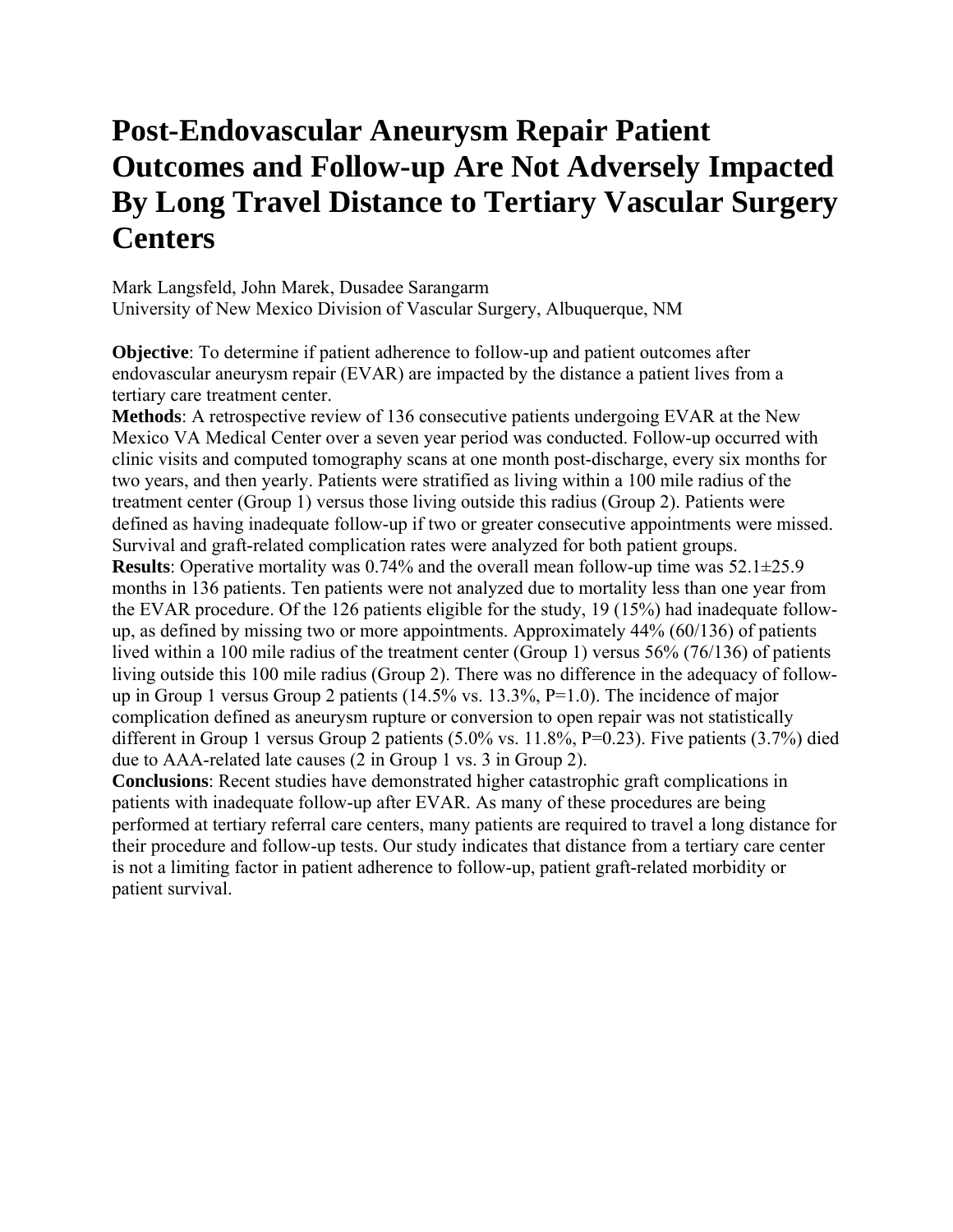# Post-Endovascular Aneurysm Repair Patient Outcomes and Follow-up Are Not Adversely Impacted By Long Travel Distance to Tertiary Vascular Surgery Centers

Mark Langsfeld, John Marek, Dusadee Sarangarm
University of New Mexico Division of Vascular Surgery, Albuquerque, NM

**Objective**: To determine if patient adherence to follow-up and patient outcomes after endovascular aneurysm repair (EVAR) are impacted by the distance a patient lives from a tertiary care treatment center.
**Methods**: A retrospective review of 136 consecutive patients undergoing EVAR at the New Mexico VA Medical Center over a seven year period was conducted. Follow-up occurred with clinic visits and computed tomography scans at one month post-discharge, every six months for two years, and then yearly. Patients were stratified as living within a 100 mile radius of the treatment center (Group 1) versus those living outside this radius (Group 2). Patients were defined as having inadequate follow-up if two or greater consecutive appointments were missed. Survival and graft-related complication rates were analyzed for both patient groups.
**Results**: Operative mortality was 0.74% and the overall mean follow-up time was 52.1±25.9 months in 136 patients. Ten patients were not analyzed due to mortality less than one year from the EVAR procedure. Of the 126 patients eligible for the study, 19 (15%) had inadequate follow-up, as defined by missing two or more appointments. Approximately 44% (60/136) of patients lived within a 100 mile radius of the treatment center (Group 1) versus 56% (76/136) of patients living outside this 100 mile radius (Group 2). There was no difference in the adequacy of follow-up in Group 1 versus Group 2 patients (14.5% vs. 13.3%, P=1.0). The incidence of major complication defined as aneurysm rupture or conversion to open repair was not statistically different in Group 1 versus Group 2 patients (5.0% vs. 11.8%, P=0.23). Five patients (3.7%) died due to AAA-related late causes (2 in Group 1 vs. 3 in Group 2).
**Conclusions**: Recent studies have demonstrated higher catastrophic graft complications in patients with inadequate follow-up after EVAR. As many of these procedures are being performed at tertiary referral care centers, many patients are required to travel a long distance for their procedure and follow-up tests. Our study indicates that distance from a tertiary care center is not a limiting factor in patient adherence to follow-up, patient graft-related morbidity or patient survival.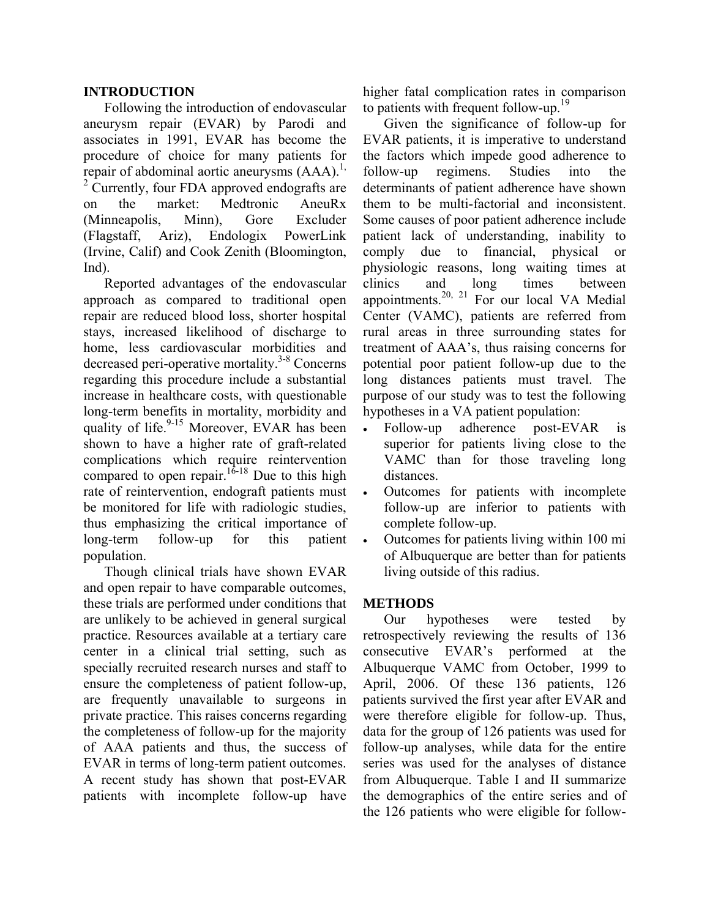## INTRODUCTION

Following the introduction of endovascular aneurysm repair (EVAR) by Parodi and associates in 1991, EVAR has become the procedure of choice for many patients for repair of abdominal aortic aneurysms (AAA).[1, 2] Currently, four FDA approved endografts are on the market: Medtronic AneuRx (Minneapolis, Minn), Gore Excluder (Flagstaff, Ariz), Endologix PowerLink (Irvine, Calif) and Cook Zenith (Bloomington, Ind).

Reported advantages of the endovascular approach as compared to traditional open repair are reduced blood loss, shorter hospital stays, increased likelihood of discharge to home, less cardiovascular morbidities and decreased peri-operative mortality.[3-8] Concerns regarding this procedure include a substantial increase in healthcare costs, with questionable long-term benefits in mortality, morbidity and quality of life.[9-15] Moreover, EVAR has been shown to have a higher rate of graft-related complications which require reintervention compared to open repair.[16-18] Due to this high rate of reintervention, endograft patients must be monitored for life with radiologic studies, thus emphasizing the critical importance of long-term follow-up for this patient population.

Though clinical trials have shown EVAR and open repair to have comparable outcomes, these trials are performed under conditions that are unlikely to be achieved in general surgical practice. Resources available at a tertiary care center in a clinical trial setting, such as specially recruited research nurses and staff to ensure the completeness of patient follow-up, are frequently unavailable to surgeons in private practice. This raises concerns regarding the completeness of follow-up for the majority of AAA patients and thus, the success of EVAR in terms of long-term patient outcomes. A recent study has shown that post-EVAR patients with incomplete follow-up have higher fatal complication rates in comparison to patients with frequent follow-up.[19]

Given the significance of follow-up for EVAR patients, it is imperative to understand the factors which impede good adherence to follow-up regimens. Studies into the determinants of patient adherence have shown them to be multi-factorial and inconsistent. Some causes of poor patient adherence include patient lack of understanding, inability to comply due to financial, physical or physiologic reasons, long waiting times at clinics and long times between appointments.[20, 21] For our local VA Medial Center (VAMC), patients are referred from rural areas in three surrounding states for treatment of AAA's, thus raising concerns for potential poor patient follow-up due to the long distances patients must travel. The purpose of our study was to test the following hypotheses in a VA patient population:

- Follow-up adherence post-EVAR is superior for patients living close to the VAMC than for those traveling long distances.
- Outcomes for patients with incomplete follow-up are inferior to patients with complete follow-up.
- Outcomes for patients living within 100 mi of Albuquerque are better than for patients living outside of this radius.

## METHODS

Our hypotheses were tested by retrospectively reviewing the results of 136 consecutive EVAR's performed at the Albuquerque VAMC from October, 1999 to April, 2006. Of these 136 patients, 126 patients survived the first year after EVAR and were therefore eligible for follow-up. Thus, data for the group of 126 patients was used for follow-up analyses, while data for the entire series was used for the analyses of distance from Albuquerque. Table I and II summarize the demographics of the entire series and of the 126 patients who were eligible for follow-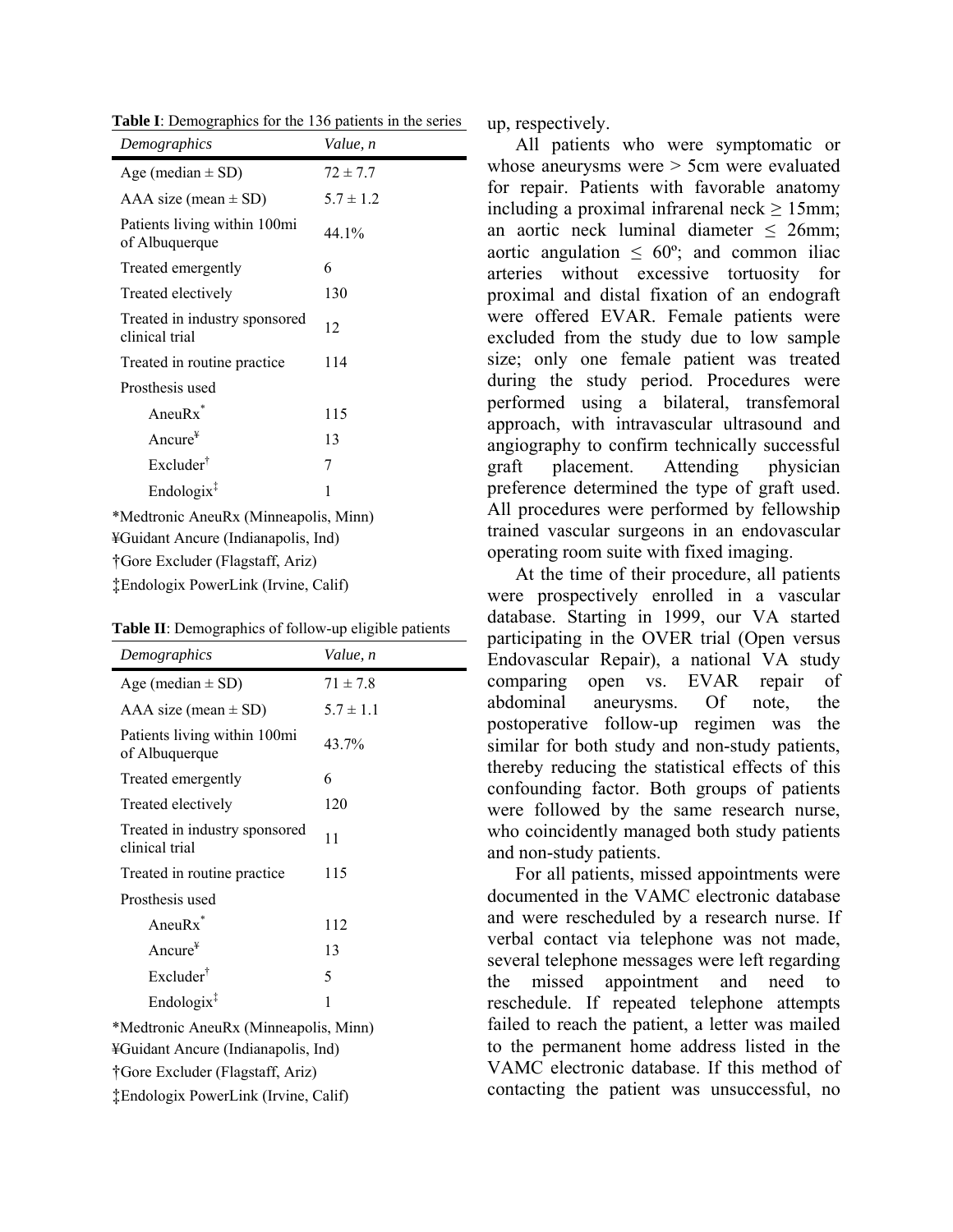**Table I**: Demographics for the 136 patients in the series

| *Demographics* | *Value, n* |
|---|---|
| Age (median ± SD) | 72 ± 7.7 |
| AAA size (mean ± SD) | 5.7 ± 1.2 |
| Patients living within 100mi of Albuquerque | 44.1% |
| Treated emergently | 6 |
| Treated electively | 130 |
| Treated in industry sponsored clinical trial | 12 |
| Treated in routine practice | 114 |
| Prosthesis used | |
| AneuRx* | 115 |
| Ancure¥ | 13 |
| Excluder† | 7 |
| Endologix‡ | 1 |

*Medtronic AneuRx (Minneapolis, Minn)
¥Guidant Ancure (Indianapolis, Ind)
†Gore Excluder (Flagstaff, Ariz)
‡Endologix PowerLink (Irvine, Calif)

**Table II**: Demographics of follow-up eligible patients

| *Demographics* | *Value, n* |
|---|---|
| Age (median ± SD) | 71 ± 7.8 |
| AAA size (mean ± SD) | 5.7 ± 1.1 |
| Patients living within 100mi of Albuquerque | 43.7% |
| Treated emergently | 6 |
| Treated electively | 120 |
| Treated in industry sponsored clinical trial | 11 |
| Treated in routine practice | 115 |
| Prosthesis used | |
| AneuRx* | 112 |
| Ancure¥ | 13 |
| Excluder† | 5 |
| Endologix‡ | 1 |

*Medtronic AneuRx (Minneapolis, Minn)
¥Guidant Ancure (Indianapolis, Ind)
†Gore Excluder (Flagstaff, Ariz)
‡Endologix PowerLink (Irvine, Calif)

up, respectively.

All patients who were symptomatic or whose aneurysms were > 5cm were evaluated for repair. Patients with favorable anatomy including a proximal infrarenal neck ≥ 15mm; an aortic neck luminal diameter ≤ 26mm; aortic angulation ≤ 60º; and common iliac arteries without excessive tortuosity for proximal and distal fixation of an endograft were offered EVAR. Female patients were excluded from the study due to low sample size; only one female patient was treated during the study period. Procedures were performed using a bilateral, transfemoral approach, with intravascular ultrasound and angiography to confirm technically successful graft placement. Attending physician preference determined the type of graft used. All procedures were performed by fellowship trained vascular surgeons in an endovascular operating room suite with fixed imaging.

At the time of their procedure, all patients were prospectively enrolled in a vascular database. Starting in 1999, our VA started participating in the OVER trial (Open versus Endovascular Repair), a national VA study comparing open vs. EVAR repair of abdominal aneurysms. Of note, the postoperative follow-up regimen was the similar for both study and non-study patients, thereby reducing the statistical effects of this confounding factor. Both groups of patients were followed by the same research nurse, who coincidently managed both study patients and non-study patients.

For all patients, missed appointments were documented in the VAMC electronic database and were rescheduled by a research nurse. If verbal contact via telephone was not made, several telephone messages were left regarding the missed appointment and need to reschedule. If repeated telephone attempts failed to reach the patient, a letter was mailed to the permanent home address listed in the VAMC electronic database. If this method of contacting the patient was unsuccessful, no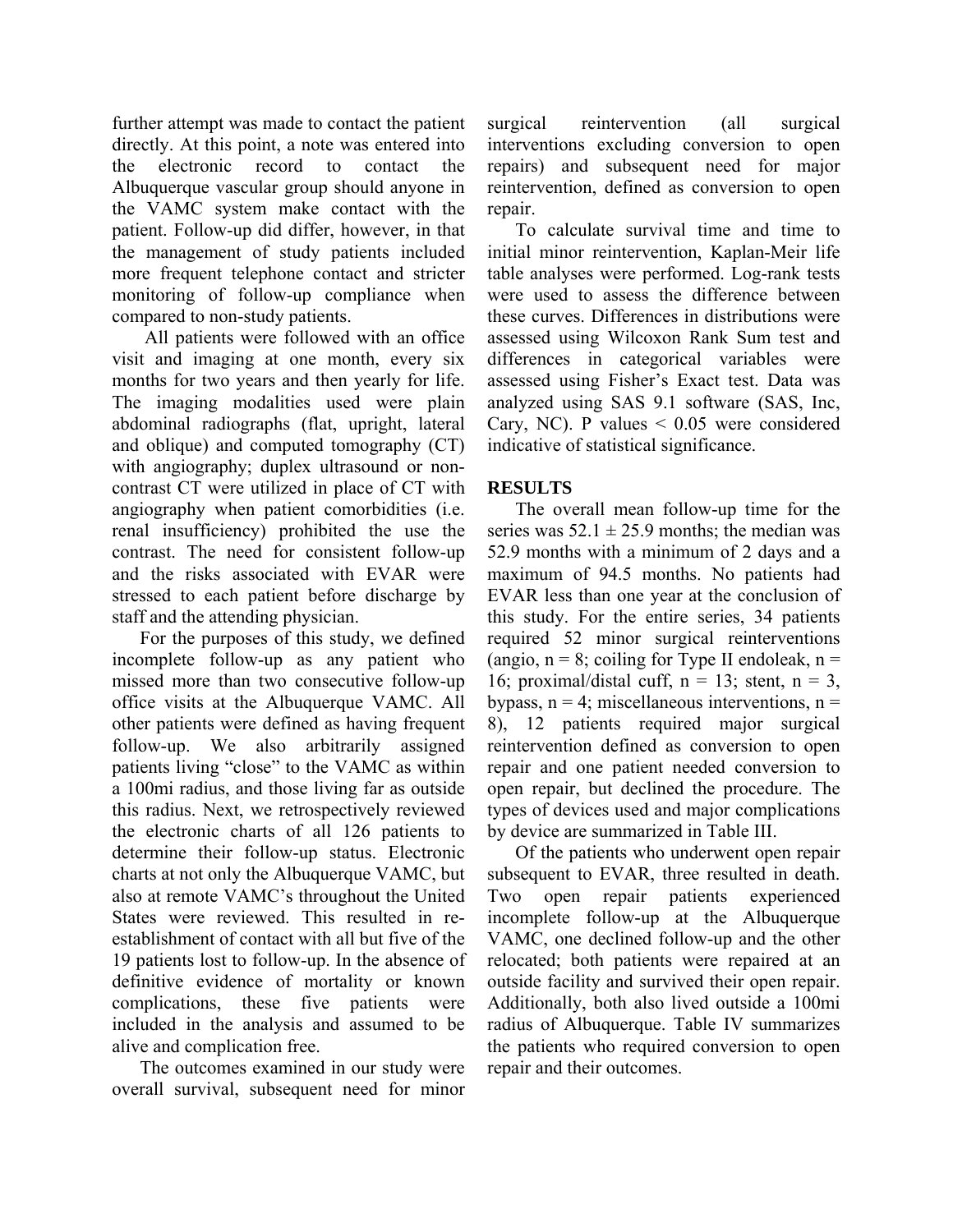further attempt was made to contact the patient directly. At this point, a note was entered into the electronic record to contact the Albuquerque vascular group should anyone in the VAMC system make contact with the patient. Follow-up did differ, however, in that the management of study patients included more frequent telephone contact and stricter monitoring of follow-up compliance when compared to non-study patients.

All patients were followed with an office visit and imaging at one month, every six months for two years and then yearly for life. The imaging modalities used were plain abdominal radiographs (flat, upright, lateral and oblique) and computed tomography (CT) with angiography; duplex ultrasound or non-contrast CT were utilized in place of CT with angiography when patient comorbidities (i.e. renal insufficiency) prohibited the use the contrast. The need for consistent follow-up and the risks associated with EVAR were stressed to each patient before discharge by staff and the attending physician.

For the purposes of this study, we defined incomplete follow-up as any patient who missed more than two consecutive follow-up office visits at the Albuquerque VAMC. All other patients were defined as having frequent follow-up. We also arbitrarily assigned patients living "close" to the VAMC as within a 100mi radius, and those living far as outside this radius. Next, we retrospectively reviewed the electronic charts of all 126 patients to determine their follow-up status. Electronic charts at not only the Albuquerque VAMC, but also at remote VAMC's throughout the United States were reviewed. This resulted in re-establishment of contact with all but five of the 19 patients lost to follow-up. In the absence of definitive evidence of mortality or known complications, these five patients were included in the analysis and assumed to be alive and complication free.

The outcomes examined in our study were overall survival, subsequent need for minor surgical reintervention (all surgical interventions excluding conversion to open repairs) and subsequent need for major reintervention, defined as conversion to open repair.

To calculate survival time and time to initial minor reintervention, Kaplan-Meir life table analyses were performed. Log-rank tests were used to assess the difference between these curves. Differences in distributions were assessed using Wilcoxon Rank Sum test and differences in categorical variables were assessed using Fisher's Exact test. Data was analyzed using SAS 9.1 software (SAS, Inc, Cary, NC). P values < 0.05 were considered indicative of statistical significance.

## RESULTS

The overall mean follow-up time for the series was 52.1 ± 25.9 months; the median was 52.9 months with a minimum of 2 days and a maximum of 94.5 months. No patients had EVAR less than one year at the conclusion of this study. For the entire series, 34 patients required 52 minor surgical reinterventions (angio, n = 8; coiling for Type II endoleak, n = 16; proximal/distal cuff, n = 13; stent, n = 3, bypass, n = 4; miscellaneous interventions, n = 8), 12 patients required major surgical reintervention defined as conversion to open repair and one patient needed conversion to open repair, but declined the procedure. The types of devices used and major complications by device are summarized in Table III.

Of the patients who underwent open repair subsequent to EVAR, three resulted in death. Two open repair patients experienced incomplete follow-up at the Albuquerque VAMC, one declined follow-up and the other relocated; both patients were repaired at an outside facility and survived their open repair. Additionally, both also lived outside a 100mi radius of Albuquerque. Table IV summarizes the patients who required conversion to open repair and their outcomes.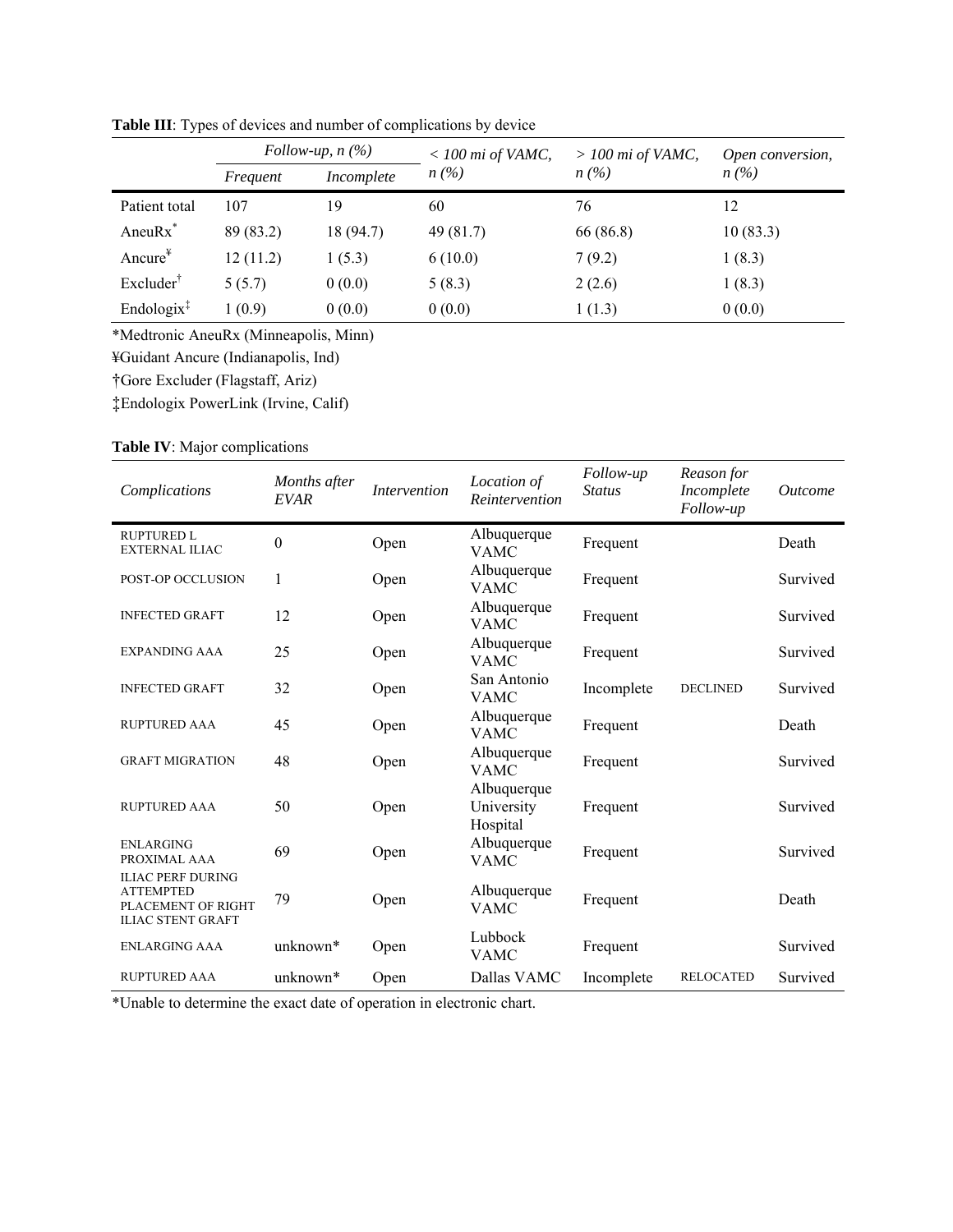**Table III**: Types of devices and number of complications by device

| | Follow-up, n (%) | | < 100 mi of VAMC, n (%) | > 100 mi of VAMC, n (%) | Open conversion, n (%) |
|---|---|---|---|---|---|
| | *Frequent* | *Incomplete* | | | |
| Patient total | 107 | 19 | 60 | 76 | 12 |
| AneuRx* | 89 (83.2) | 18 (94.7) | 49 (81.7) | 66 (86.8) | 10 (83.3) |
| Ancure¥ | 12 (11.2) | 1 (5.3) | 6 (10.0) | 7 (9.2) | 1 (8.3) |
| Excluder† | 5 (5.7) | 0 (0.0) | 5 (8.3) | 2 (2.6) | 1 (8.3) |
| Endologix‡ | 1 (0.9) | 0 (0.0) | 0 (0.0) | 1 (1.3) | 0 (0.0) |

*Medtronic AneuRx (Minneapolis, Minn)

¥Guidant Ancure (Indianapolis, Ind)

†Gore Excluder (Flagstaff, Ariz)

‡Endologix PowerLink (Irvine, Calif)

**Table IV**: Major complications

| *Complications* | *Months after EVAR* | *Intervention* | *Location of Reintervention* | *Follow-up Status* | *Reason for Incomplete Follow-up* | *Outcome* |
|---|---|---|---|---|---|---|
| RUPTURED L EXTERNAL ILIAC | 0 | Open | Albuquerque VAMC | Frequent | | Death |
| POST-OP OCCLUSION | 1 | Open | Albuquerque VAMC | Frequent | | Survived |
| INFECTED GRAFT | 12 | Open | Albuquerque VAMC | Frequent | | Survived |
| EXPANDING AAA | 25 | Open | Albuquerque VAMC | Frequent | | Survived |
| INFECTED GRAFT | 32 | Open | San Antonio VAMC | Incomplete | DECLINED | Survived |
| RUPTURED AAA | 45 | Open | Albuquerque VAMC | Frequent | | Death |
| GRAFT MIGRATION | 48 | Open | Albuquerque VAMC | Frequent | | Survived |
| RUPTURED AAA | 50 | Open | Albuquerque University Hospital | Frequent | | Survived |
| ENLARGING PROXIMAL AAA | 69 | Open | Albuquerque VAMC | Frequent | | Survived |
| ILIAC PERF DURING ATTEMPTED PLACEMENT OF RIGHT ILIAC STENT GRAFT | 79 | Open | Albuquerque VAMC | Frequent | | Death |
| ENLARGING AAA | unknown* | Open | Lubbock VAMC | Frequent | | Survived |
| RUPTURED AAA | unknown* | Open | Dallas VAMC | Incomplete | RELOCATED | Survived |

*Unable to determine the exact date of operation in electronic chart.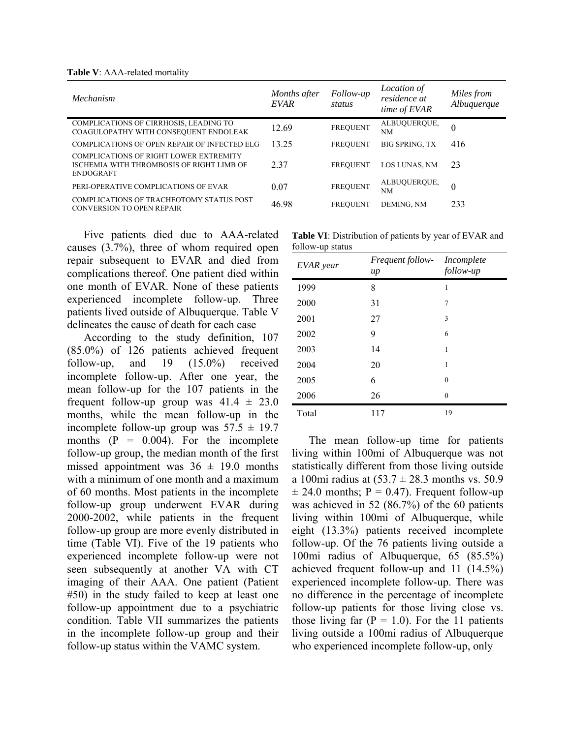**Table V**: AAA-related mortality

| *Mechanism* | *Months after EVAR* | *Follow-up status* | *Location of residence at time of EVAR* | *Miles from Albuquerque* |
|---|---|---|---|---|
| COMPLICATIONS OF CIRRHOSIS, LEADING TO COAGULOPATHY WITH CONSEQUENT ENDOLEAK | 12.69 | FREQUENT | ALBUQUERQUE, NM | 0 |
| COMPLICATIONS OF OPEN REPAIR OF INFECTED ELG | 13.25 | FREQUENT | BIG SPRING, TX | 416 |
| COMPLICATIONS OF RIGHT LOWER EXTREMITY ISCHEMIA WITH THROMBOSIS OF RIGHT LIMB OF ENDOGRAFT | 2.37 | FREQUENT | LOS LUNAS, NM | 23 |
| PERI-OPERATIVE COMPLICATIONS OF EVAR | 0.07 | FREQUENT | ALBUQUERQUE, NM | 0 |
| COMPLICATIONS OF TRACHEOTOMY STATUS POST CONVERSION TO OPEN REPAIR | 46.98 | FREQUENT | DEMING, NM | 233 |

Five patients died due to AAA-related causes (3.7%), three of whom required open repair subsequent to EVAR and died from complications thereof. One patient died within one month of EVAR. None of these patients experienced incomplete follow-up. Three patients lived outside of Albuquerque. Table V delineates the cause of death for each case

According to the study definition, 107 (85.0%) of 126 patients achieved frequent follow-up, and 19 (15.0%) received incomplete follow-up. After one year, the mean follow-up for the 107 patients in the frequent follow-up group was 41.4 ± 23.0 months, while the mean follow-up in the incomplete follow-up group was 57.5 ± 19.7 months (P = 0.004). For the incomplete follow-up group, the median month of the first missed appointment was 36 ± 19.0 months with a minimum of one month and a maximum of 60 months. Most patients in the incomplete follow-up group underwent EVAR during 2000-2002, while patients in the frequent follow-up group are more evenly distributed in time (Table VI). Five of the 19 patients who experienced incomplete follow-up were not seen subsequently at another VA with CT imaging of their AAA. One patient (Patient #50) in the study failed to keep at least one follow-up appointment due to a psychiatric condition. Table VII summarizes the patients in the incomplete follow-up group and their follow-up status within the VAMC system.

**Table VI**: Distribution of patients by year of EVAR and follow-up status

| *EVAR year* | *Frequent follow-up* | *Incomplete follow-up* |
|---|---|---|
| 1999 | 8 | 1 |
| 2000 | 31 | 7 |
| 2001 | 27 | 3 |
| 2002 | 9 | 6 |
| 2003 | 14 | 1 |
| 2004 | 20 | 1 |
| 2005 | 6 | 0 |
| 2006 | 26 | 0 |
| Total | 117 | 19 |

The mean follow-up time for patients living within 100mi of Albuquerque was not statistically different from those living outside a 100mi radius at (53.7 ± 28.3 months vs. 50.9 ± 24.0 months; P = 0.47). Frequent follow-up was achieved in 52 (86.7%) of the 60 patients living within 100mi of Albuquerque, while eight (13.3%) patients received incomplete follow-up. Of the 76 patients living outside a 100mi radius of Albuquerque, 65 (85.5%) achieved frequent follow-up and 11 (14.5%) experienced incomplete follow-up. There was no difference in the percentage of incomplete follow-up patients for those living close vs. those living far (P = 1.0). For the 11 patients living outside a 100mi radius of Albuquerque who experienced incomplete follow-up, only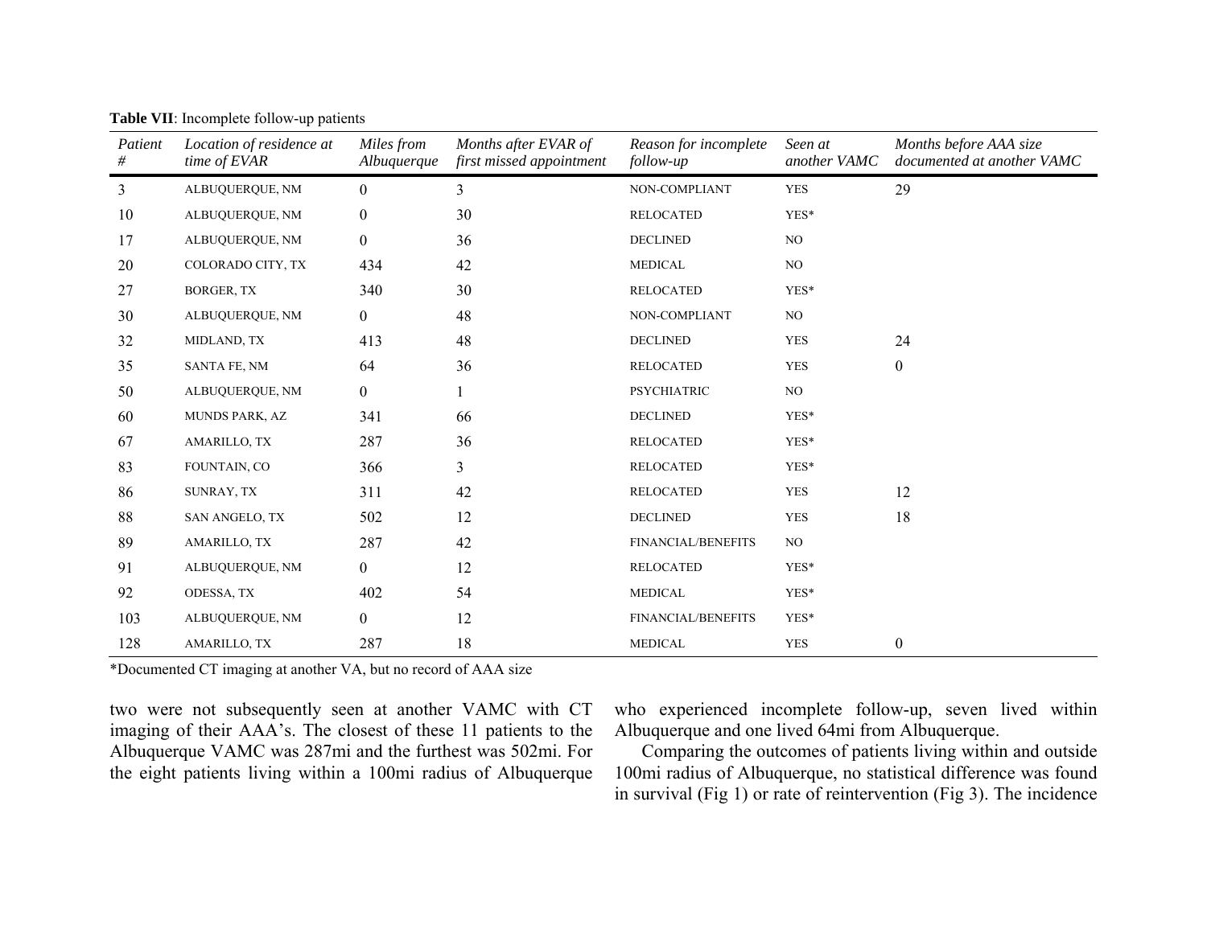**Table VII**: Incomplete follow-up patients

| *Patient #* | *Location of residence at time of EVAR* | *Miles from Albuquerque* | *Months after EVAR of first missed appointment* | *Reason for incomplete follow-up* | *Seen at another VAMC* | *Months before AAA size documented at another VAMC* |
|---|---|---|---|---|---|---|
| 3 | ALBUQUERQUE, NM | 0 | 3 | NON-COMPLIANT | YES | 29 |
| 10 | ALBUQUERQUE, NM | 0 | 30 | RELOCATED | YES* | |
| 17 | ALBUQUERQUE, NM | 0 | 36 | DECLINED | NO | |
| 20 | COLORADO CITY, TX | 434 | 42 | MEDICAL | NO | |
| 27 | BORGER, TX | 340 | 30 | RELOCATED | YES* | |
| 30 | ALBUQUERQUE, NM | 0 | 48 | NON-COMPLIANT | NO | |
| 32 | MIDLAND, TX | 413 | 48 | DECLINED | YES | 24 |
| 35 | SANTA FE, NM | 64 | 36 | RELOCATED | YES | 0 |
| 50 | ALBUQUERQUE, NM | 0 | 1 | PSYCHIATRIC | NO | |
| 60 | MUNDS PARK, AZ | 341 | 66 | DECLINED | YES* | |
| 67 | AMARILLO, TX | 287 | 36 | RELOCATED | YES* | |
| 83 | FOUNTAIN, CO | 366 | 3 | RELOCATED | YES* | |
| 86 | SUNRAY, TX | 311 | 42 | RELOCATED | YES | 12 |
| 88 | SAN ANGELO, TX | 502 | 12 | DECLINED | YES | 18 |
| 89 | AMARILLO, TX | 287 | 42 | FINANCIAL/BENEFITS | NO | |
| 91 | ALBUQUERQUE, NM | 0 | 12 | RELOCATED | YES* | |
| 92 | ODESSA, TX | 402 | 54 | MEDICAL | YES* | |
| 103 | ALBUQUERQUE, NM | 0 | 12 | FINANCIAL/BENEFITS | YES* | |
| 128 | AMARILLO, TX | 287 | 18 | MEDICAL | YES | 0 |

*Documented CT imaging at another VA, but no record of AAA size

two were not subsequently seen at another VAMC with CT imaging of their AAA's. The closest of these 11 patients to the Albuquerque VAMC was 287mi and the furthest was 502mi. For the eight patients living within a 100mi radius of Albuquerque who experienced incomplete follow-up, seven lived within Albuquerque and one lived 64mi from Albuquerque.

Comparing the outcomes of patients living within and outside 100mi radius of Albuquerque, no statistical difference was found in survival (Fig 1) or rate of reintervention (Fig 3). The incidence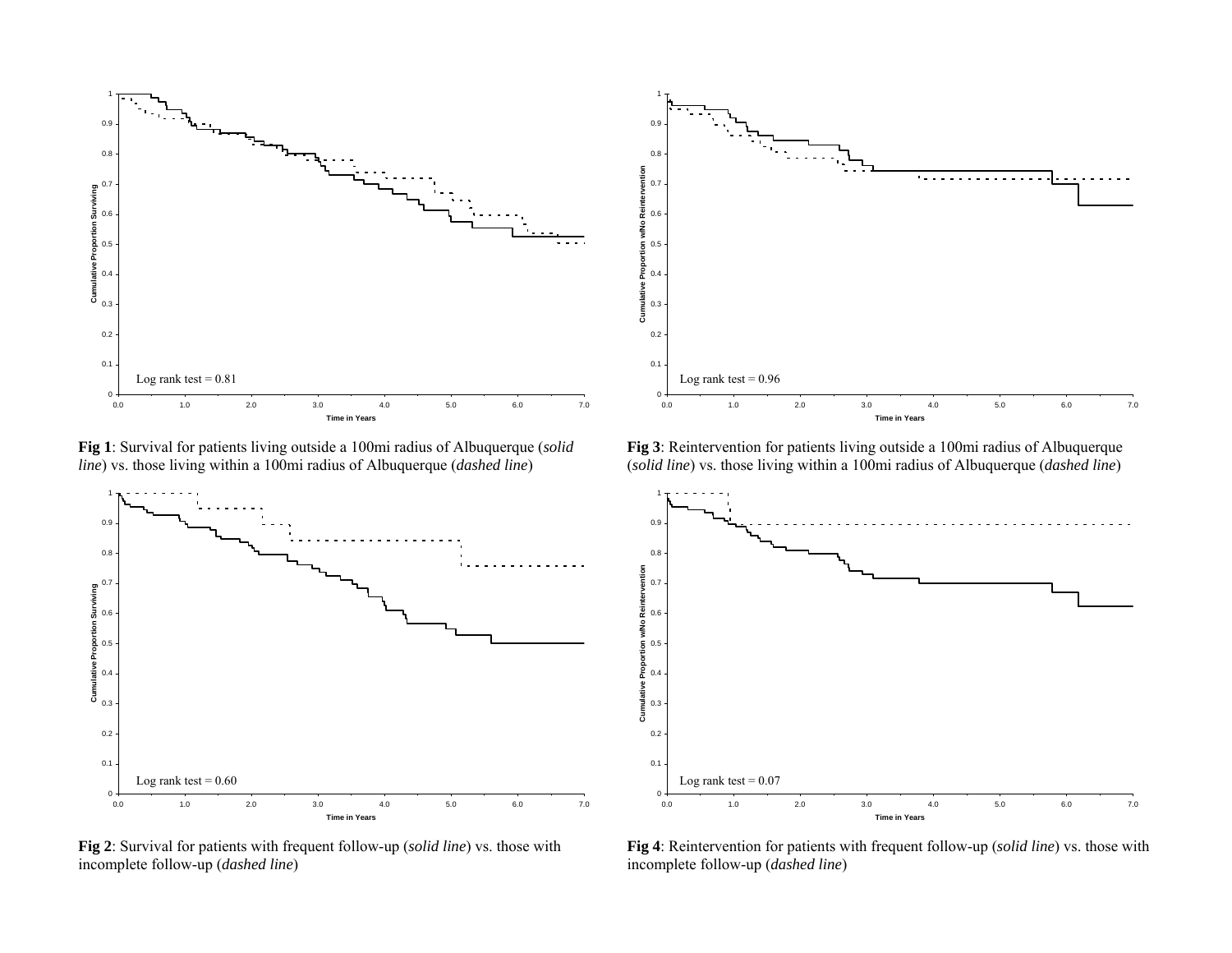Log rank test = 0.81

**Fig 1**: Survival for patients living outside a 100mi radius of Albuquerque (*solid line*) vs. those living within a 100mi radius of Albuquerque (*dashed line*)

Log rank test = 0.96

**Fig 3**: Reintervention for patients living outside a 100mi radius of Albuquerque (*solid line*) vs. those living within a 100mi radius of Albuquerque (*dashed line*)

Log rank test = 0.60

**Fig 2**: Survival for patients with frequent follow-up (*solid line*) vs. those with incomplete follow-up (*dashed line*)

Log rank test = 0.07

**Fig 4**: Reintervention for patients with frequent follow-up (*solid line*) vs. those with incomplete follow-up (*dashed line*)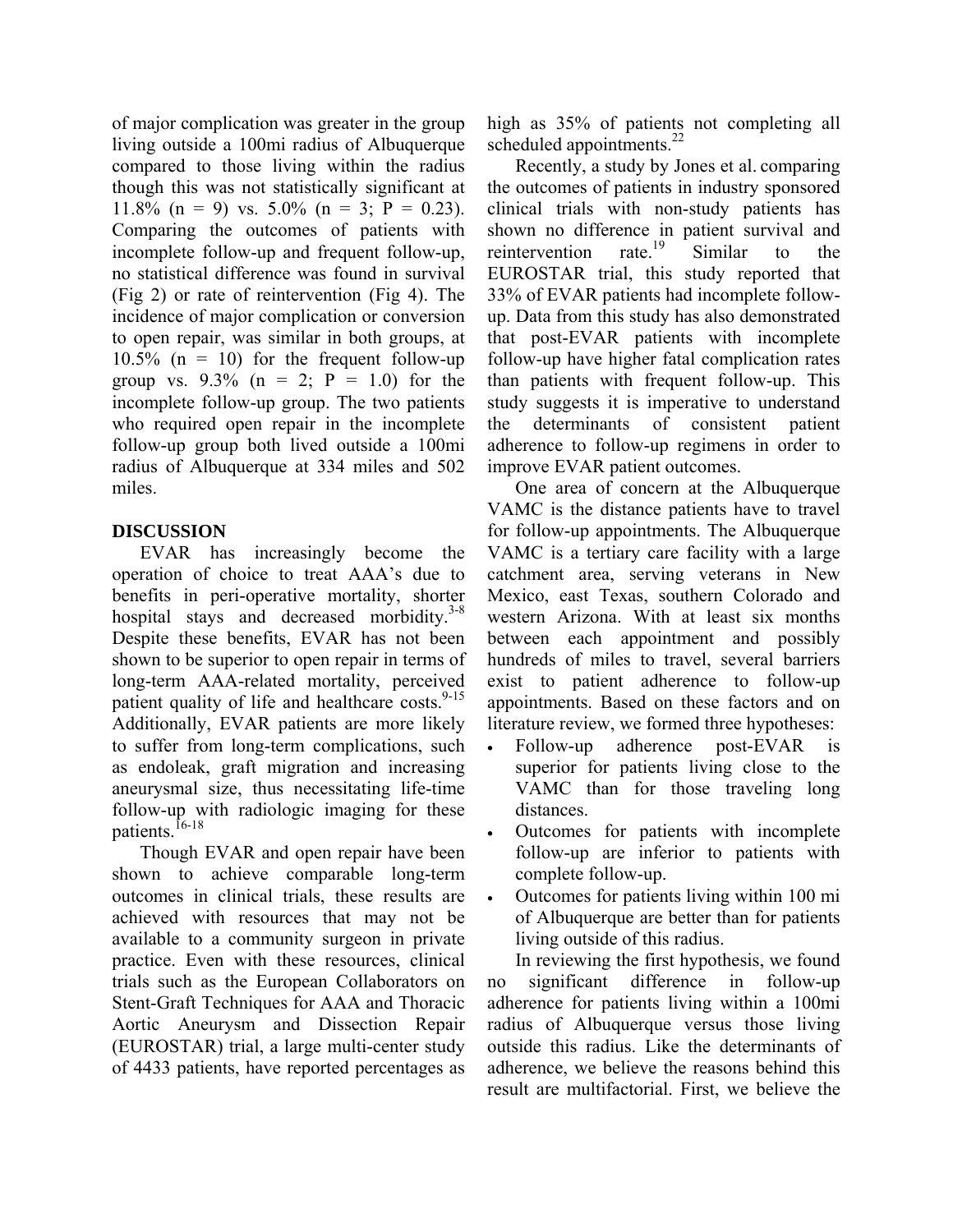of major complication was greater in the group living outside a 100mi radius of Albuquerque compared to those living within the radius though this was not statistically significant at 11.8% (n = 9) vs. 5.0% (n = 3; P = 0.23). Comparing the outcomes of patients with incomplete follow-up and frequent follow-up, no statistical difference was found in survival (Fig 2) or rate of reintervention (Fig 4). The incidence of major complication or conversion to open repair, was similar in both groups, at 10.5% (n = 10) for the frequent follow-up group vs. 9.3% (n = 2; P = 1.0) for the incomplete follow-up group. The two patients who required open repair in the incomplete follow-up group both lived outside a 100mi radius of Albuquerque at 334 miles and 502 miles.

## DISCUSSION

EVAR has increasingly become the operation of choice to treat AAA's due to benefits in peri-operative mortality, shorter hospital stays and decreased morbidity.[3-8] Despite these benefits, EVAR has not been shown to be superior to open repair in terms of long-term AAA-related mortality, perceived patient quality of life and healthcare costs.[9-15] Additionally, EVAR patients are more likely to suffer from long-term complications, such as endoleak, graft migration and increasing aneurysmal size, thus necessitating life-time follow-up with radiologic imaging for these patients.[16-18]

Though EVAR and open repair have been shown to achieve comparable long-term outcomes in clinical trials, these results are achieved with resources that may not be available to a community surgeon in private practice. Even with these resources, clinical trials such as the European Collaborators on Stent-Graft Techniques for AAA and Thoracic Aortic Aneurysm and Dissection Repair (EUROSTAR) trial, a large multi-center study of 4433 patients, have reported percentages as high as 35% of patients not completing all scheduled appointments.[22]

Recently, a study by Jones et al. comparing the outcomes of patients in industry sponsored clinical trials with non-study patients has shown no difference in patient survival and reintervention rate.[19] Similar to the EUROSTAR trial, this study reported that 33% of EVAR patients had incomplete follow-up. Data from this study has also demonstrated that post-EVAR patients with incomplete follow-up have higher fatal complication rates than patients with frequent follow-up. This study suggests it is imperative to understand the determinants of consistent patient adherence to follow-up regimens in order to improve EVAR patient outcomes.

One area of concern at the Albuquerque VAMC is the distance patients have to travel for follow-up appointments. The Albuquerque VAMC is a tertiary care facility with a large catchment area, serving veterans in New Mexico, east Texas, southern Colorado and western Arizona. With at least six months between each appointment and possibly hundreds of miles to travel, several barriers exist to patient adherence to follow-up appointments. Based on these factors and on literature review, we formed three hypotheses:

- Follow-up adherence post-EVAR is superior for patients living close to the VAMC than for those traveling long distances.
- Outcomes for patients with incomplete follow-up are inferior to patients with complete follow-up.
- Outcomes for patients living within 100 mi of Albuquerque are better than for patients living outside of this radius.

In reviewing the first hypothesis, we found no significant difference in follow-up adherence for patients living within a 100mi radius of Albuquerque versus those living outside this radius. Like the determinants of adherence, we believe the reasons behind this result are multifactorial. First, we believe the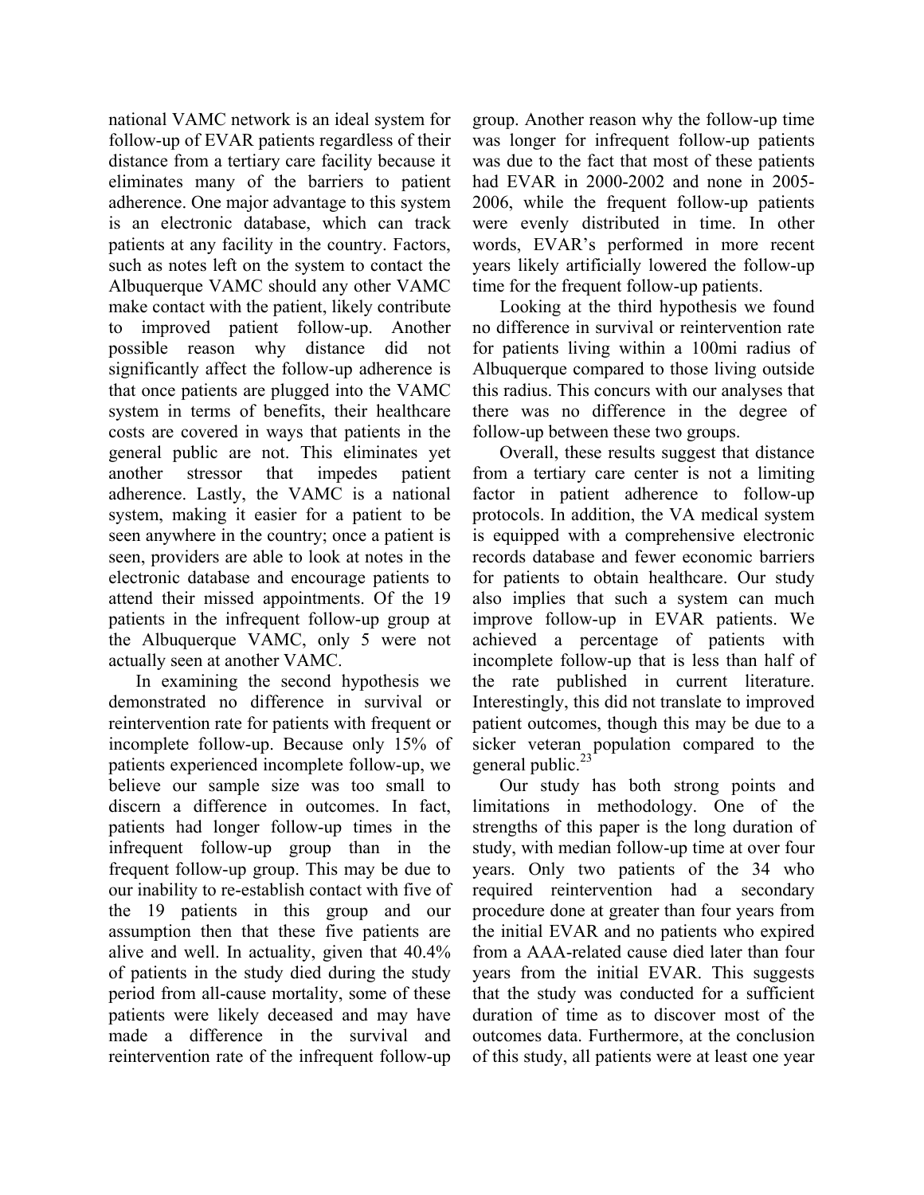national VAMC network is an ideal system for follow-up of EVAR patients regardless of their distance from a tertiary care facility because it eliminates many of the barriers to patient adherence. One major advantage to this system is an electronic database, which can track patients at any facility in the country. Factors, such as notes left on the system to contact the Albuquerque VAMC should any other VAMC make contact with the patient, likely contribute to improved patient follow-up. Another possible reason why distance did not significantly affect the follow-up adherence is that once patients are plugged into the VAMC system in terms of benefits, their healthcare costs are covered in ways that patients in the general public are not. This eliminates yet another stressor that impedes patient adherence. Lastly, the VAMC is a national system, making it easier for a patient to be seen anywhere in the country; once a patient is seen, providers are able to look at notes in the electronic database and encourage patients to attend their missed appointments. Of the 19 patients in the infrequent follow-up group at the Albuquerque VAMC, only 5 were not actually seen at another VAMC.

In examining the second hypothesis we demonstrated no difference in survival or reintervention rate for patients with frequent or incomplete follow-up. Because only 15% of patients experienced incomplete follow-up, we believe our sample size was too small to discern a difference in outcomes. In fact, patients had longer follow-up times in the infrequent follow-up group than in the frequent follow-up group. This may be due to our inability to re-establish contact with five of the 19 patients in this group and our assumption then that these five patients are alive and well. In actuality, given that 40.4% of patients in the study died during the study period from all-cause mortality, some of these patients were likely deceased and may have made a difference in the survival and reintervention rate of the infrequent follow-up group. Another reason why the follow-up time was longer for infrequent follow-up patients was due to the fact that most of these patients had EVAR in 2000-2002 and none in 2005-2006, while the frequent follow-up patients were evenly distributed in time. In other words, EVAR's performed in more recent years likely artificially lowered the follow-up time for the frequent follow-up patients.

Looking at the third hypothesis we found no difference in survival or reintervention rate for patients living within a 100mi radius of Albuquerque compared to those living outside this radius. This concurs with our analyses that there was no difference in the degree of follow-up between these two groups.

Overall, these results suggest that distance from a tertiary care center is not a limiting factor in patient adherence to follow-up protocols. In addition, the VA medical system is equipped with a comprehensive electronic records database and fewer economic barriers for patients to obtain healthcare. Our study also implies that such a system can much improve follow-up in EVAR patients. We achieved a percentage of patients with incomplete follow-up that is less than half of the rate published in current literature. Interestingly, this did not translate to improved patient outcomes, though this may be due to a sicker veteran population compared to the general public.[23]

Our study has both strong points and limitations in methodology. One of the strengths of this paper is the long duration of study, with median follow-up time at over four years. Only two patients of the 34 who required reintervention had a secondary procedure done at greater than four years from the initial EVAR and no patients who expired from a AAA-related cause died later than four years from the initial EVAR. This suggests that the study was conducted for a sufficient duration of time as to discover most of the outcomes data. Furthermore, at the conclusion of this study, all patients were at least one year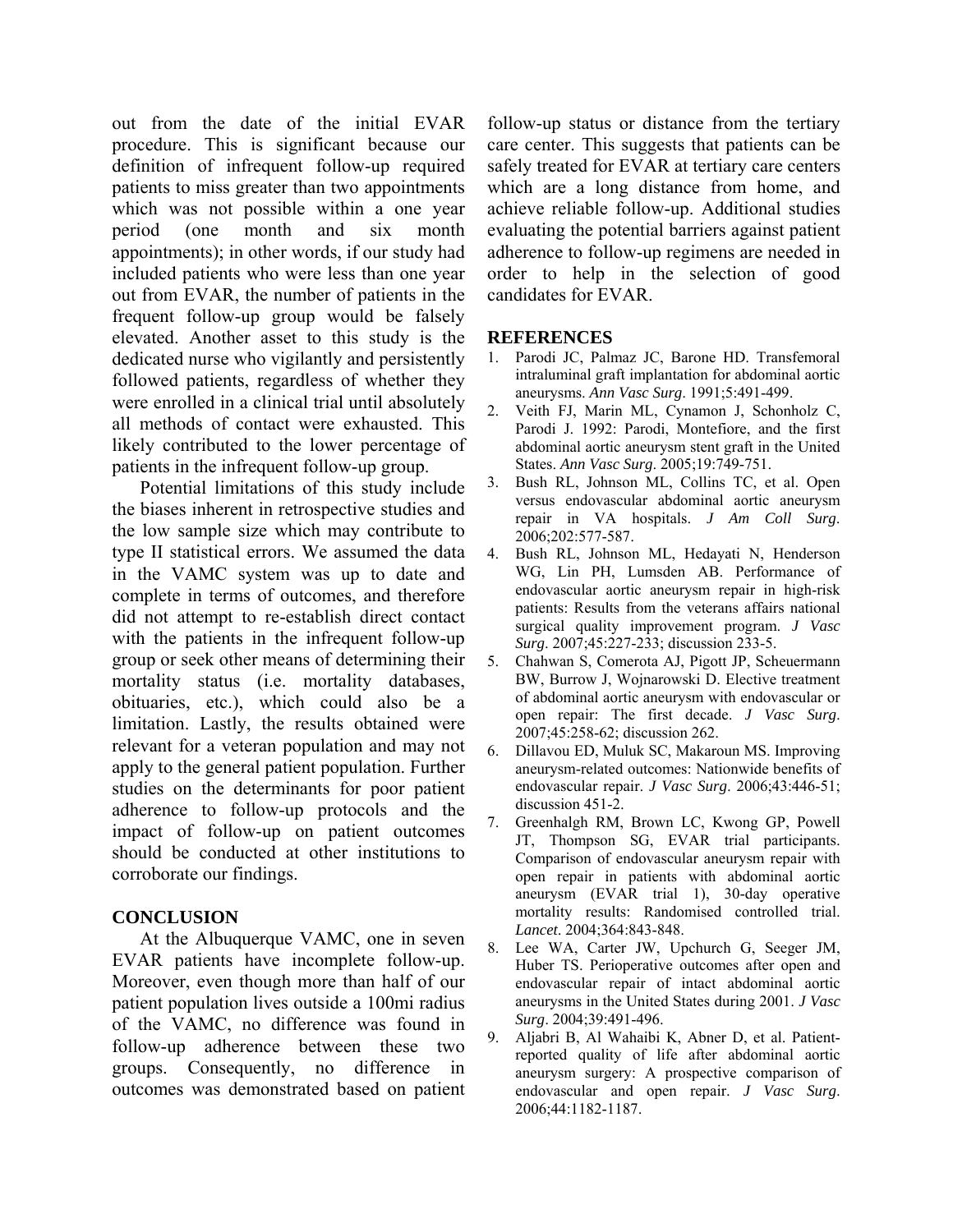out from the date of the initial EVAR procedure. This is significant because our definition of infrequent follow-up required patients to miss greater than two appointments which was not possible within a one year period (one month and six month appointments); in other words, if our study had included patients who were less than one year out from EVAR, the number of patients in the frequent follow-up group would be falsely elevated. Another asset to this study is the dedicated nurse who vigilantly and persistently followed patients, regardless of whether they were enrolled in a clinical trial until absolutely all methods of contact were exhausted. This likely contributed to the lower percentage of patients in the infrequent follow-up group.

Potential limitations of this study include the biases inherent in retrospective studies and the low sample size which may contribute to type II statistical errors. We assumed the data in the VAMC system was up to date and complete in terms of outcomes, and therefore did not attempt to re-establish direct contact with the patients in the infrequent follow-up group or seek other means of determining their mortality status (i.e. mortality databases, obituaries, etc.), which could also be a limitation. Lastly, the results obtained were relevant for a veteran population and may not apply to the general patient population. Further studies on the determinants for poor patient adherence to follow-up protocols and the impact of follow-up on patient outcomes should be conducted at other institutions to corroborate our findings.

## CONCLUSION

At the Albuquerque VAMC, one in seven EVAR patients have incomplete follow-up. Moreover, even though more than half of our patient population lives outside a 100mi radius of the VAMC, no difference was found in follow-up adherence between these two groups. Consequently, no difference in outcomes was demonstrated based on patient follow-up status or distance from the tertiary care center. This suggests that patients can be safely treated for EVAR at tertiary care centers which are a long distance from home, and achieve reliable follow-up. Additional studies evaluating the potential barriers against patient adherence to follow-up regimens are needed in order to help in the selection of good candidates for EVAR.

## REFERENCES

1. Parodi JC, Palmaz JC, Barone HD. Transfemoral intraluminal graft implantation for abdominal aortic aneurysms. *Ann Vasc Surg*. 1991;5:491-499.
2. Veith FJ, Marin ML, Cynamon J, Schonholz C, Parodi J. 1992: Parodi, Montefiore, and the first abdominal aortic aneurysm stent graft in the United States. *Ann Vasc Surg*. 2005;19:749-751.
3. Bush RL, Johnson ML, Collins TC, et al. Open versus endovascular abdominal aortic aneurysm repair in VA hospitals. *J Am Coll Surg*. 2006;202:577-587.
4. Bush RL, Johnson ML, Hedayati N, Henderson WG, Lin PH, Lumsden AB. Performance of endovascular aortic aneurysm repair in high-risk patients: Results from the veterans affairs national surgical quality improvement program. *J Vasc Surg*. 2007;45:227-233; discussion 233-5.
5. Chahwan S, Comerota AJ, Pigott JP, Scheuermann BW, Burrow J, Wojnarowski D. Elective treatment of abdominal aortic aneurysm with endovascular or open repair: The first decade. *J Vasc Surg*. 2007;45:258-62; discussion 262.
6. Dillavou ED, Muluk SC, Makaroun MS. Improving aneurysm-related outcomes: Nationwide benefits of endovascular repair. *J Vasc Surg*. 2006;43:446-51; discussion 451-2.
7. Greenhalgh RM, Brown LC, Kwong GP, Powell JT, Thompson SG, EVAR trial participants. Comparison of endovascular aneurysm repair with open repair in patients with abdominal aortic aneurysm (EVAR trial 1), 30-day operative mortality results: Randomised controlled trial. *Lancet*. 2004;364:843-848.
8. Lee WA, Carter JW, Upchurch G, Seeger JM, Huber TS. Perioperative outcomes after open and endovascular repair of intact abdominal aortic aneurysms in the United States during 2001. *J Vasc Surg*. 2004;39:491-496.
9. Aljabri B, Al Wahaibi K, Abner D, et al. Patient-reported quality of life after abdominal aortic aneurysm surgery: A prospective comparison of endovascular and open repair. *J Vasc Surg*. 2006;44:1182-1187.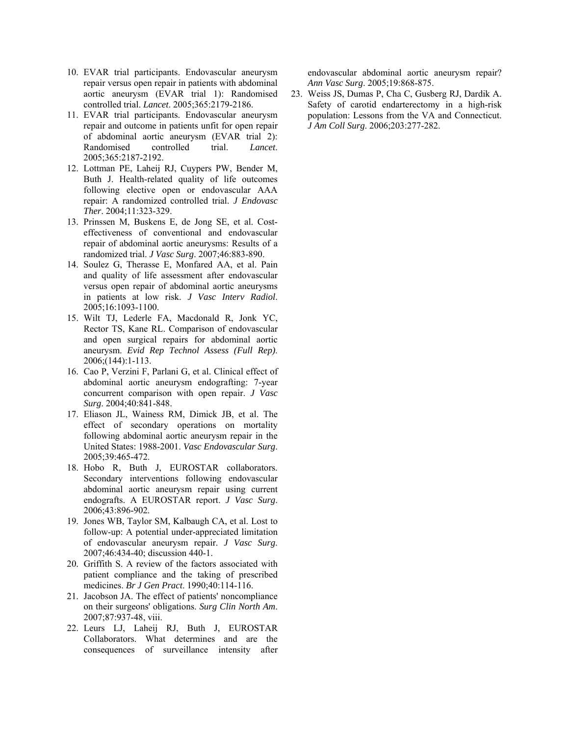10. EVAR trial participants. Endovascular aneurysm repair versus open repair in patients with abdominal aortic aneurysm (EVAR trial 1): Randomised controlled trial. *Lancet*. 2005;365:2179-2186.
11. EVAR trial participants. Endovascular aneurysm repair and outcome in patients unfit for open repair of abdominal aortic aneurysm (EVAR trial 2): Randomised controlled trial. *Lancet*. 2005;365:2187-2192.
12. Lottman PE, Laheij RJ, Cuypers PW, Bender M, Buth J. Health-related quality of life outcomes following elective open or endovascular AAA repair: A randomized controlled trial. *J Endovasc Ther*. 2004;11:323-329.
13. Prinssen M, Buskens E, de Jong SE, et al. Cost-effectiveness of conventional and endovascular repair of abdominal aortic aneurysms: Results of a randomized trial. *J Vasc Surg*. 2007;46:883-890.
14. Soulez G, Therasse E, Monfared AA, et al. Pain and quality of life assessment after endovascular versus open repair of abdominal aortic aneurysms in patients at low risk. *J Vasc Interv Radiol*. 2005;16:1093-1100.
15. Wilt TJ, Lederle FA, Macdonald R, Jonk YC, Rector TS, Kane RL. Comparison of endovascular and open surgical repairs for abdominal aortic aneurysm. *Evid Rep Technol Assess (Full Rep)*. 2006;(144):1-113.
16. Cao P, Verzini F, Parlani G, et al. Clinical effect of abdominal aortic aneurysm endografting: 7-year concurrent comparison with open repair. *J Vasc Surg*. 2004;40:841-848.
17. Eliason JL, Wainess RM, Dimick JB, et al. The effect of secondary operations on mortality following abdominal aortic aneurysm repair in the United States: 1988-2001. *Vasc Endovascular Surg*. 2005;39:465-472.
18. Hobo R, Buth J, EUROSTAR collaborators. Secondary interventions following endovascular abdominal aortic aneurysm repair using current endografts. A EUROSTAR report. *J Vasc Surg*. 2006;43:896-902.
19. Jones WB, Taylor SM, Kalbaugh CA, et al. Lost to follow-up: A potential under-appreciated limitation of endovascular aneurysm repair. *J Vasc Surg*. 2007;46:434-40; discussion 440-1.
20. Griffith S. A review of the factors associated with patient compliance and the taking of prescribed medicines. *Br J Gen Pract*. 1990;40:114-116.
21. Jacobson JA. The effect of patients' noncompliance on their surgeons' obligations. *Surg Clin North Am*. 2007;87:937-48, viii.
22. Leurs LJ, Laheij RJ, Buth J, EUROSTAR Collaborators. What determines and are the consequences of surveillance intensity after endovascular abdominal aortic aneurysm repair? *Ann Vasc Surg*. 2005;19:868-875.
23. Weiss JS, Dumas P, Cha C, Gusberg RJ, Dardik A. Safety of carotid endarterectomy in a high-risk population: Lessons from the VA and Connecticut. *J Am Coll Surg*. 2006;203:277-282.